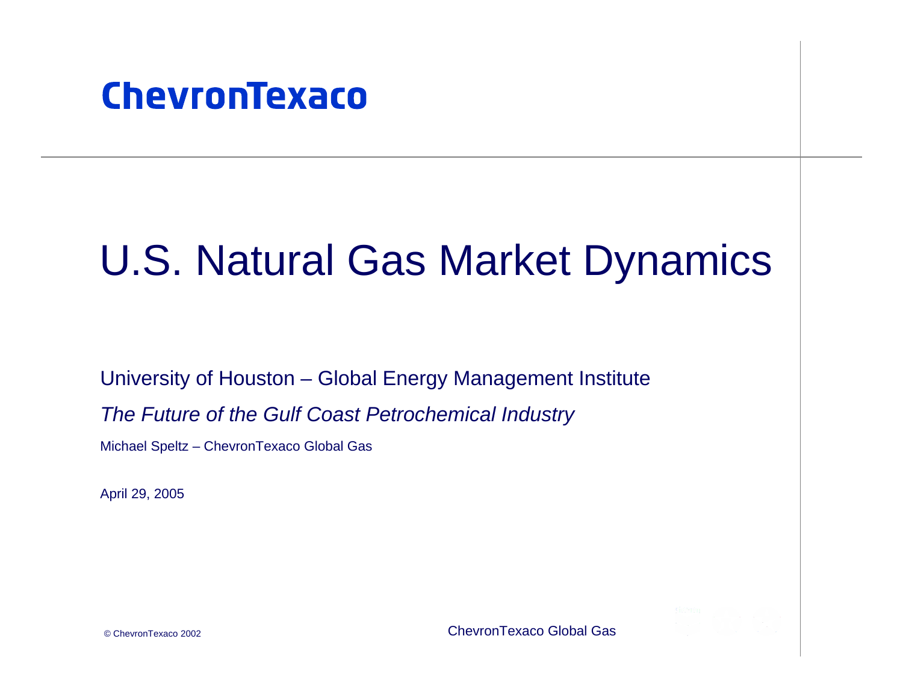ChevronTexaco

# U.S. Natural Gas Market Dynamics

University of Houston – Global Energy Management Institute

*The Future of the Gulf Coast Petrochemical Industry*

Michael Speltz – ChevronTexaco Global Gas

April 29, 2005

© ChevronTexaco 2002

ChevronTexaco Global Gas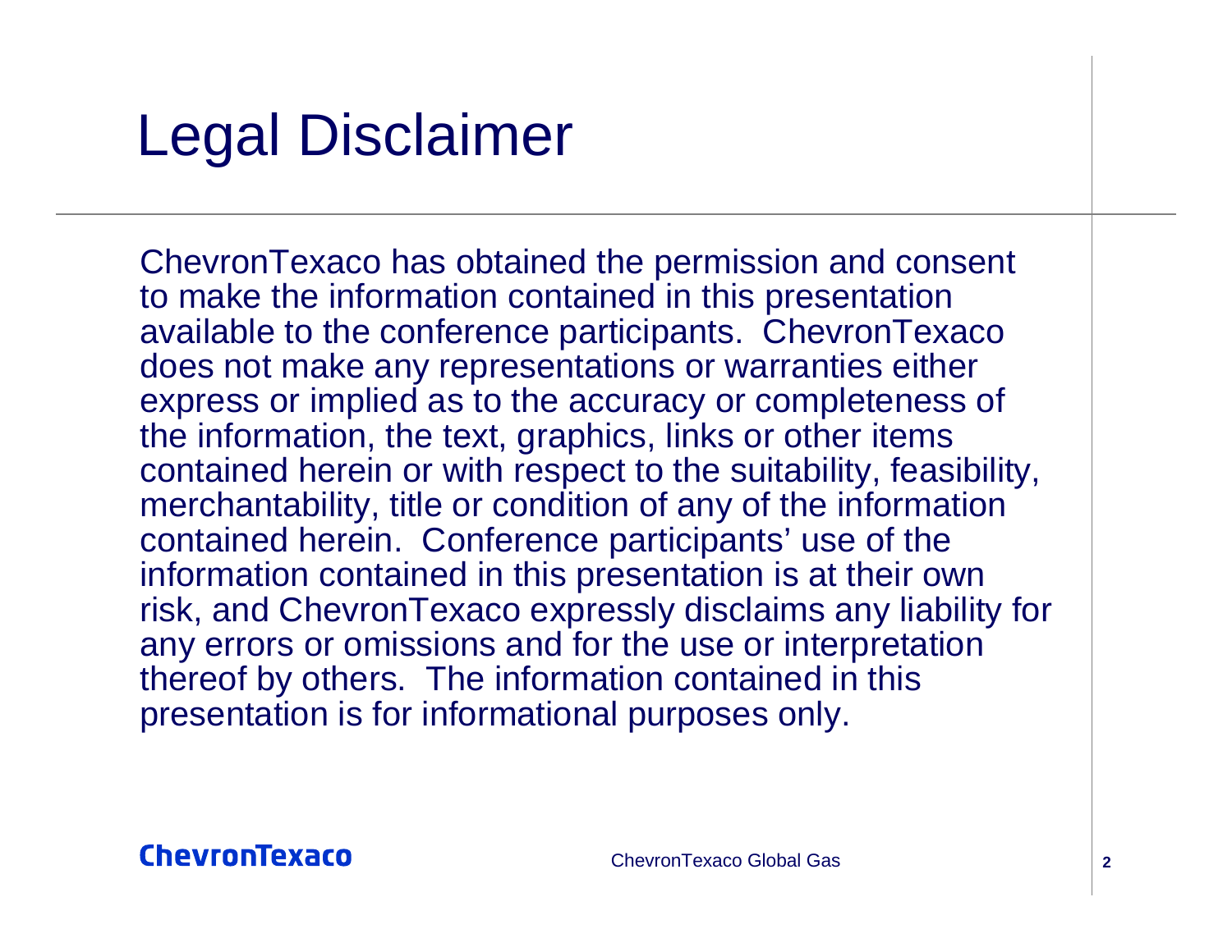# Legal Disclaimer

ChevronTexaco has obtained the permission and consent to make the information contained in this presentation available to the conference participants. ChevronTexaco does not make any representations or warranties either express or implied as to the accuracy or completeness of the information, the text, graphics, links or other items contained herein or with respect to the suitability, feasibility, merchantability, title or condition of any of the information contained herein. Conference participants' use of the information contained in this presentation is at their own risk, and ChevronTexaco expressly disclaims any liability for any errors or omissions and for the use or interpretation thereof by others. The information contained in this presentation is for informational purposes only.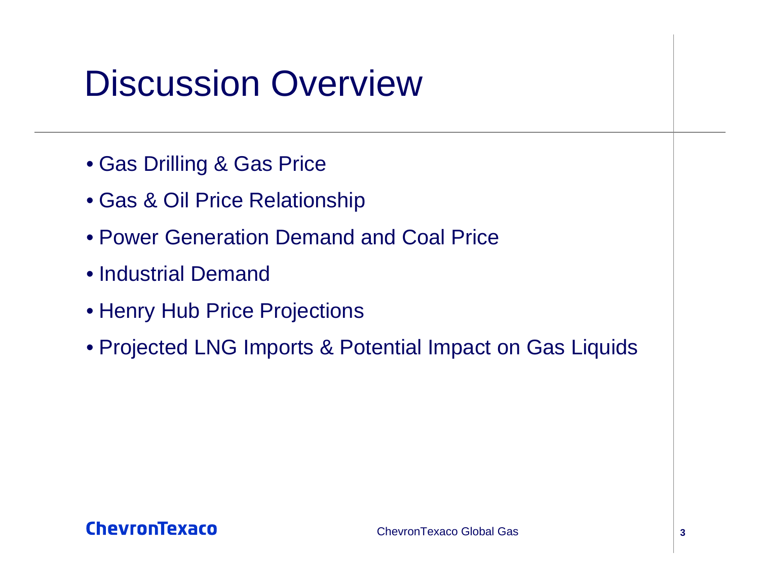# Discussion Overview

- Gas Drilling & Gas Price
- Gas & Oil Price Relationship
- Power Generation Demand and Coal Price
- Industrial Demand
- Henry Hub Price Projections
- Projected LNG Imports & Potential Impact on Gas Liquids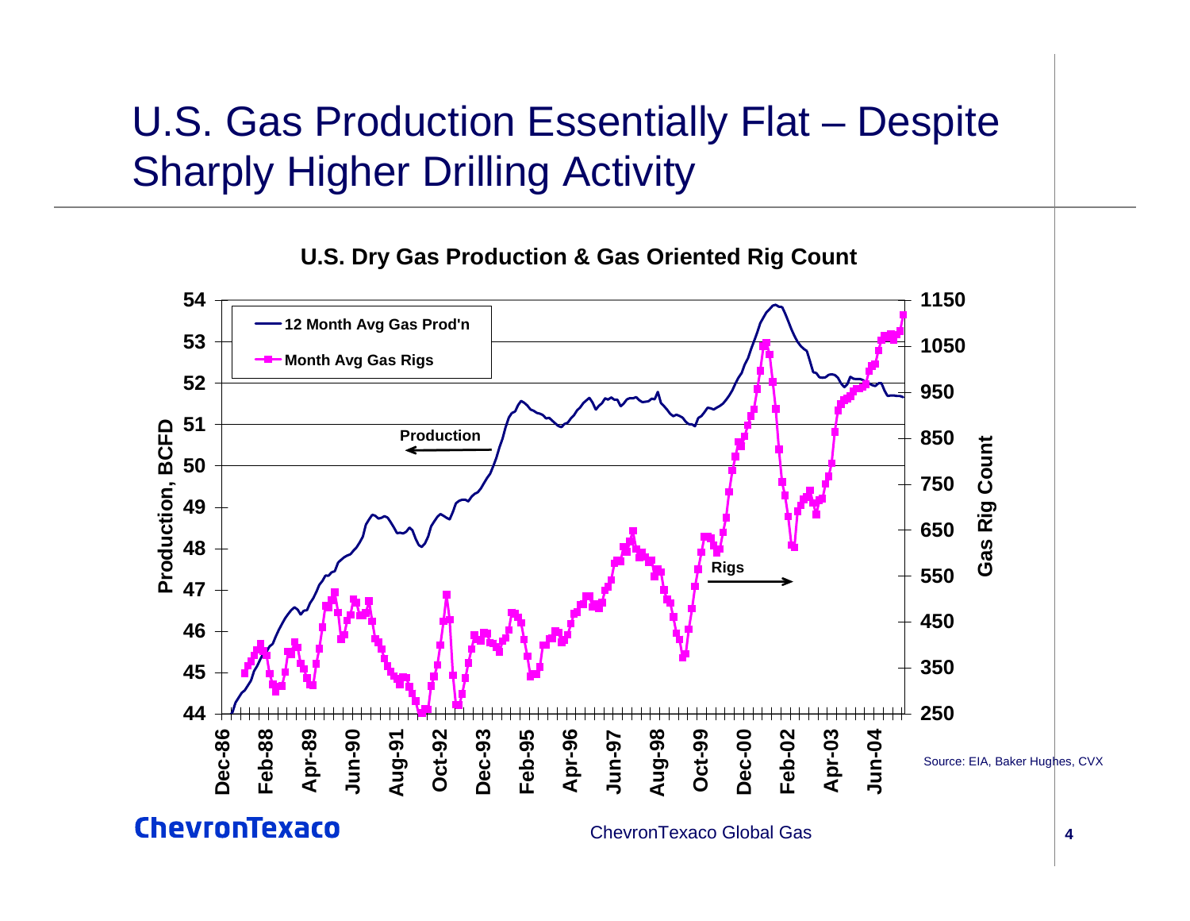# U.S. Gas Production Essentially Flat – Despite Sharply Higher Drilling Activity

**U.S. Dry Gas Production & Gas Oriented Rig Count**

Source: EIA, Baker Hughes, CVX

ChevronTexaco

ChevronTexaco Global Gas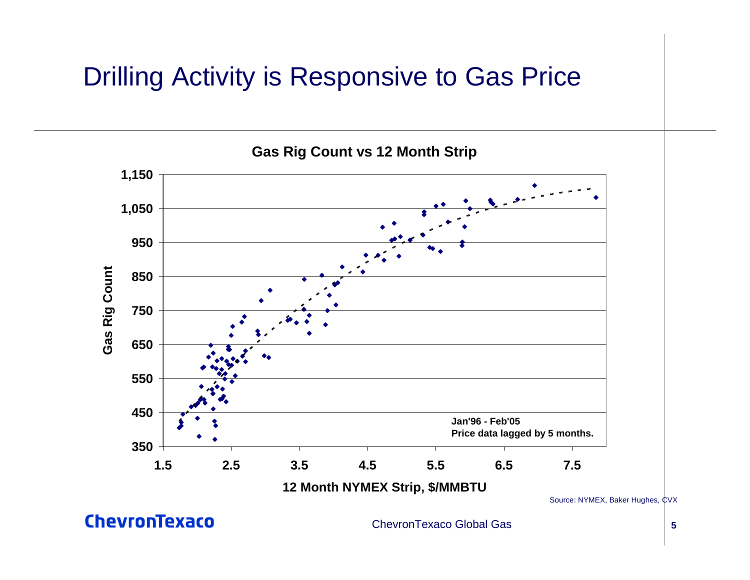# Drilling Activity is Responsive to Gas Price

**Gas Rig Count vs 12 Month Strip**

Gas Rig Count: 350, 450, 550, 650, 750, 850, 950, 1,050, 1,150

12 Month NYMEX Strip, $/MMBTU: 1.5, 2.5, 3.5, 4.5, 5.5, 6.5, 7.5

**Jan'96 - Feb'05**
**Price data lagged by 5 months.**

Source: NYMEX, Baker Hughes, CVX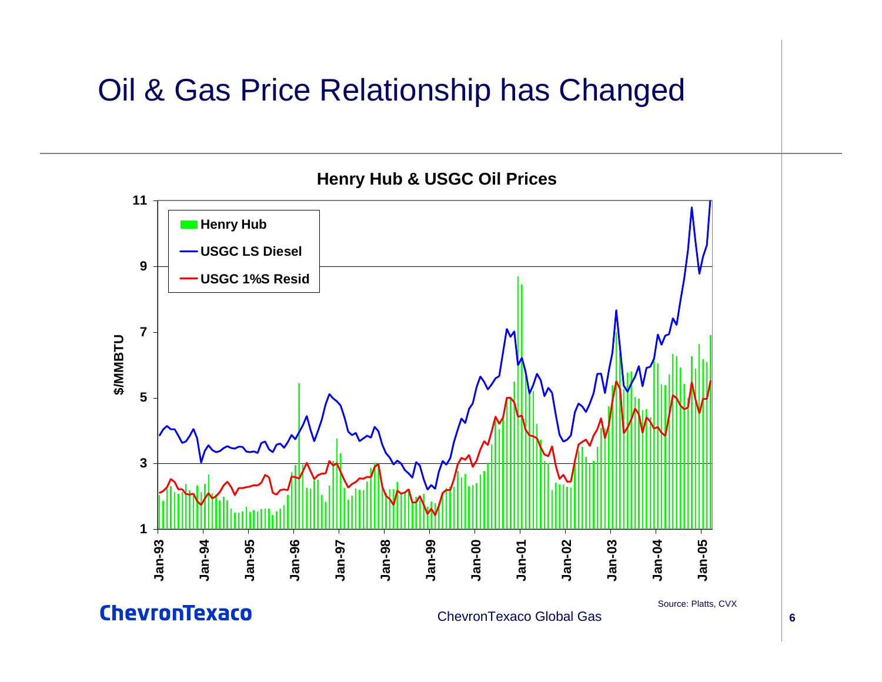# Oil & Gas Price Relationship has Changed

**Henry Hub & USGC Oil Prices**

$/MMBTU

Henry Hub

USGC LS Diesel

USGC 1%S Resid

Source: Platts, CVX

ChevronTexaco Global Gas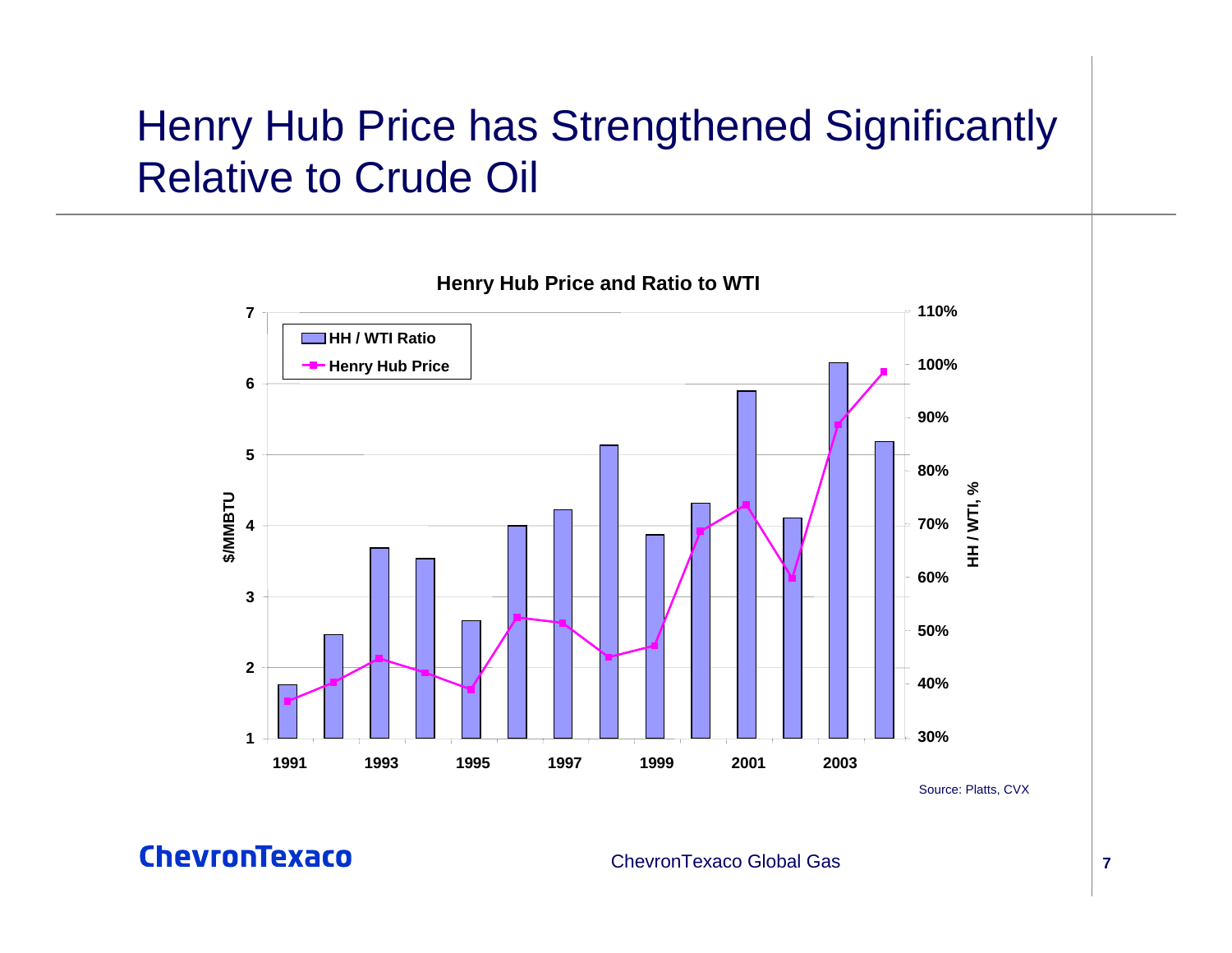# Henry Hub Price has Strengthened Significantly Relative to Crude Oil

**Henry Hub Price and Ratio to WTI**

- HH / WTI Ratio
- Henry Hub Price

$/MMBTU: 1, 2, 3, 4, 5, 6, 7

HH / WTI, %: 30%, 40%, 50%, 60%, 70%, 80%, 90%, 100%, 110%

1991, 1993, 1995, 1997, 1999, 2001, 2003

Source: Platts, CVX

ChevronTexaco

ChevronTexaco Global Gas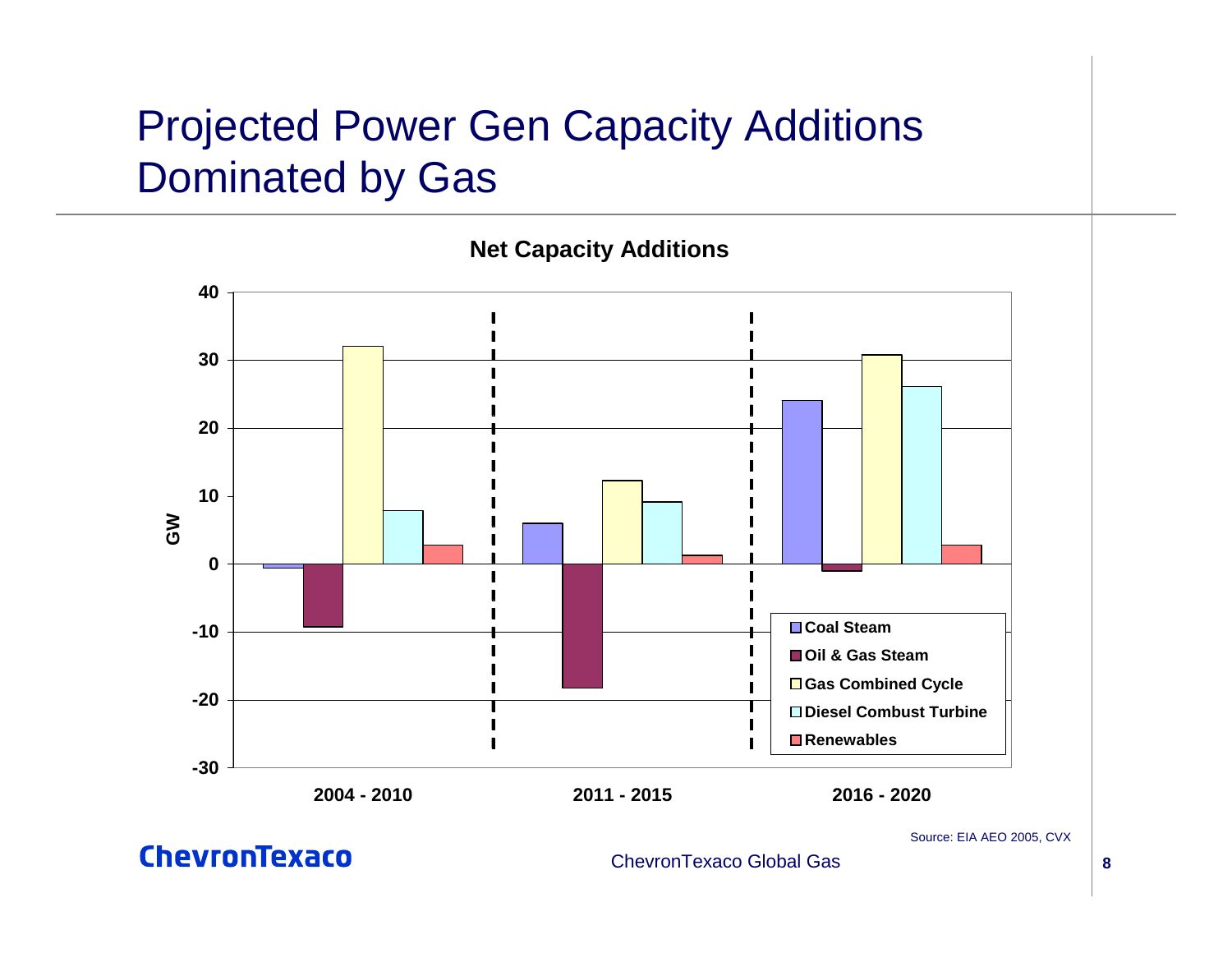# Projected Power Gen Capacity Additions Dominated by Gas

**Net Capacity Additions**

| GW | Coal Steam | Oil & Gas Steam | Gas Combined Cycle | Diesel Combust Turbine | Renewables |
|---|---|---|---|---|---|
| 2004 - 2010 | -0.5 | -9.2 | 32.1 | 7.9 | 2.8 |
| 2011 - 2015 | 6.0 | -18.3 | 12.3 | 9.1 | 1.3 |
| 2016 - 2020 | 24.1 | -1.0 | 30.8 | 26.1 | 2.8 |

Source: EIA AEO 2005, CVX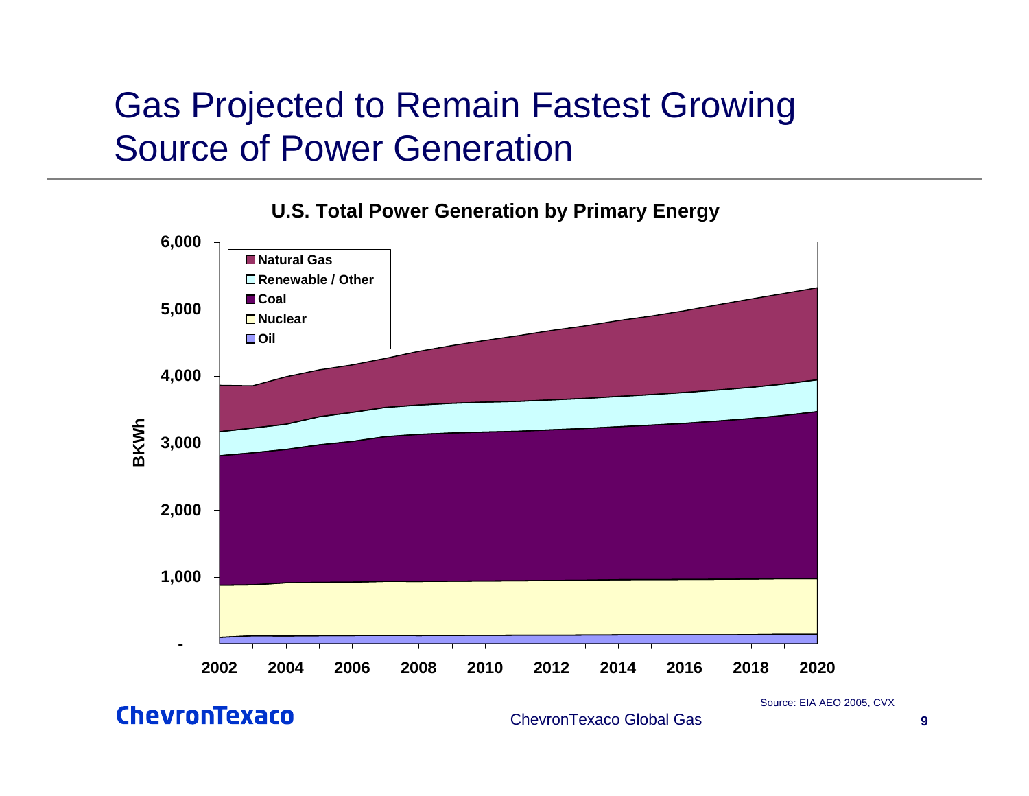# Gas Projected to Remain Fastest Growing Source of Power Generation

**U.S. Total Power Generation by Primary Energy**

BKWh

- Natural Gas
- Renewable / Other
- Coal
- Nuclear
- Oil

6,000
5,000
4,000
3,000
2,000
1,000
-

2002 2004 2006 2008 2010 2012 2014 2016 2018 2020

Source: EIA AEO 2005, CVX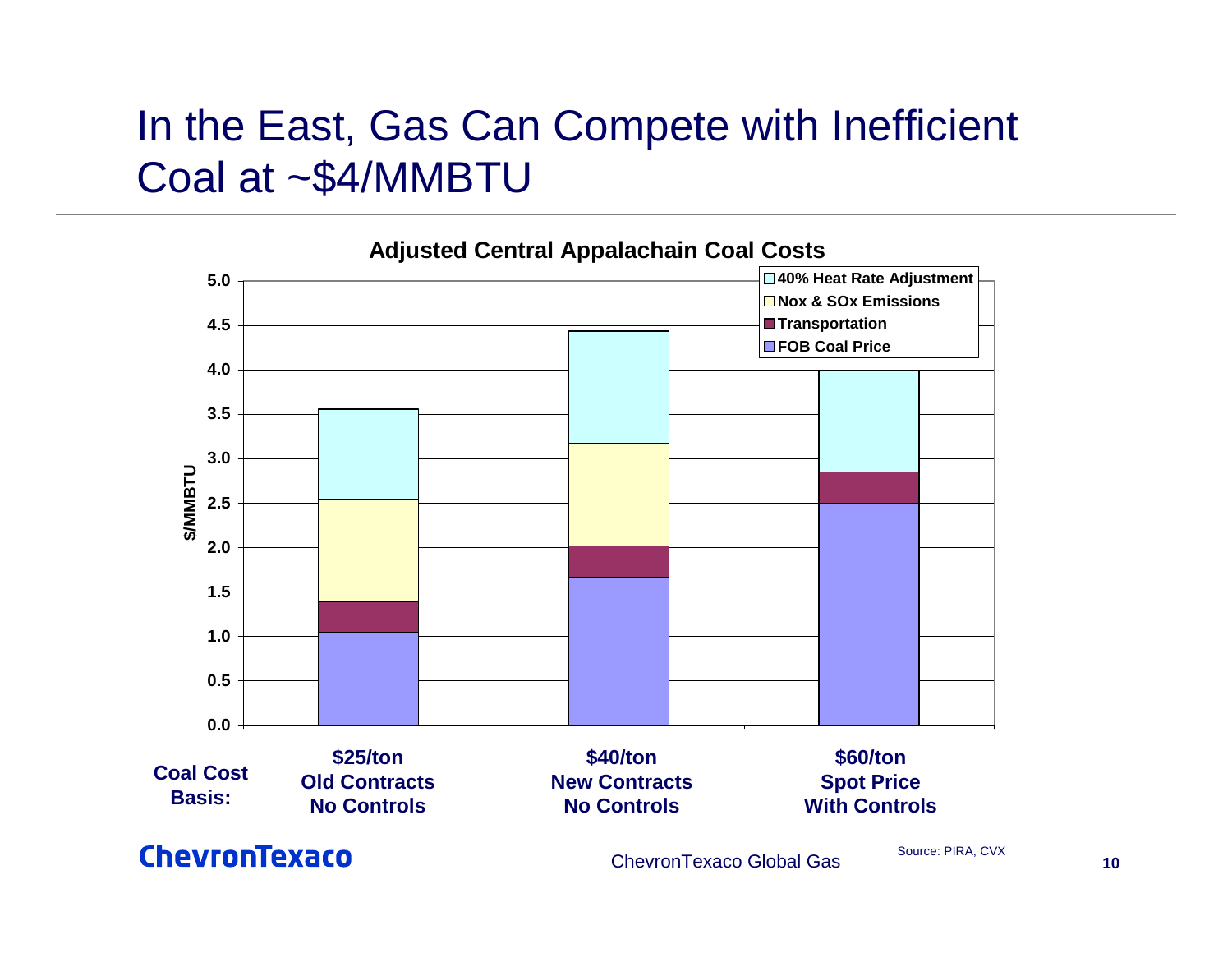# In the East, Gas Can Compete with Inefficient Coal at ~$4/MMBTU

**Adjusted Central Appalachain Coal Costs**

| Coal Cost Basis: | $25/ton Old Contracts No Controls | $40/ton New Contracts No Controls | $60/ton Spot Price With Controls |
|---|---|---|---|
| FOB Coal Price | ~1.05 | ~1.67 | ~2.5 |
| Transportation | ~0.35 | ~0.35 | ~0.35 |
| Nox & SOx Emissions | ~1.15 | ~1.15 | — |
| 40% Heat Rate Adjustment | ~1.0 | ~1.27 | ~1.14 |
| Total ($/MMBTU) | ~3.55 | ~4.43 | ~3.99 |

Source: PIRA, CVX

ChevronTexaco

ChevronTexaco Global Gas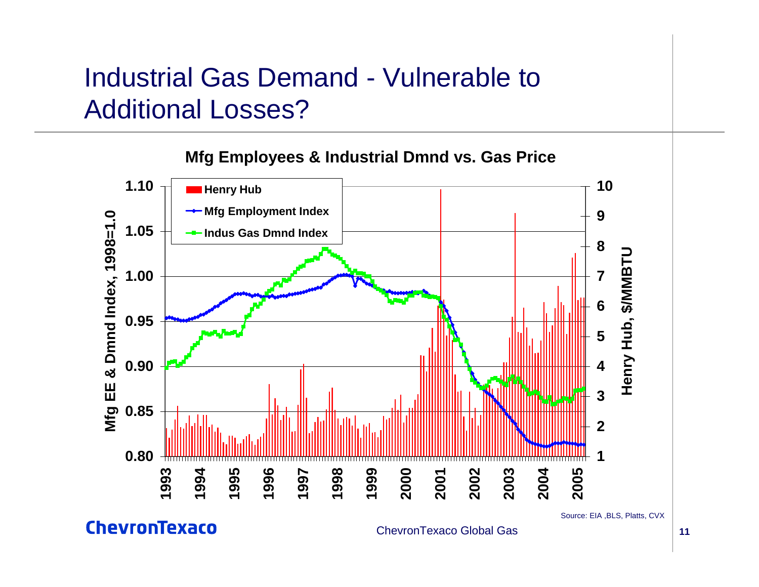# Industrial Gas Demand - Vulnerable to Additional Losses?

**Mfg Employees & Industrial Dmnd vs. Gas Price**

- Henry Hub
- Mfg Employment Index
- Indus Gas Dmnd Index

Mfg EE & Dmnd Index, 1998=1.0

Henry Hub, $/MMBTU

1993 1994 1995 1996 1997 1998 1999 2000 2001 2002 2003 2004 2005

Source: EIA ,BLS, Platts, CVX

ChevronTexaco

ChevronTexaco Global Gas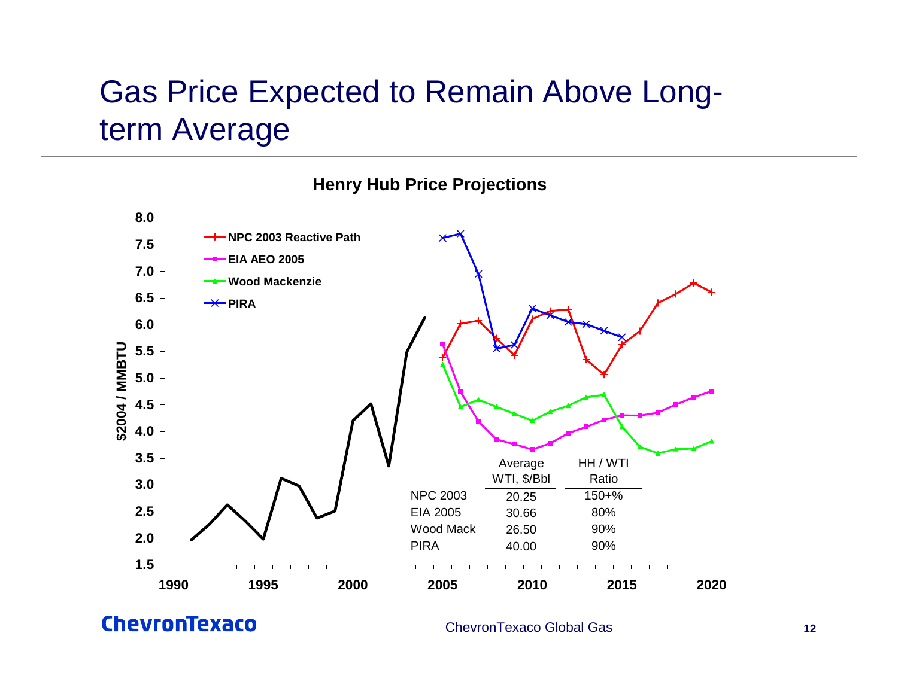# Gas Price Expected to Remain Above Long-term Average

**Henry Hub Price Projections**

|  | Average WTI, $/Bbl | HH / WTI Ratio |
|---|---|---|
| NPC 2003 | 20.25 | 150+% |
| EIA 2005 | 30.66 | 80% |
| Wood Mack | 26.50 | 90% |
| PIRA | 40.00 | 90% |

ChevronTexaco Global Gas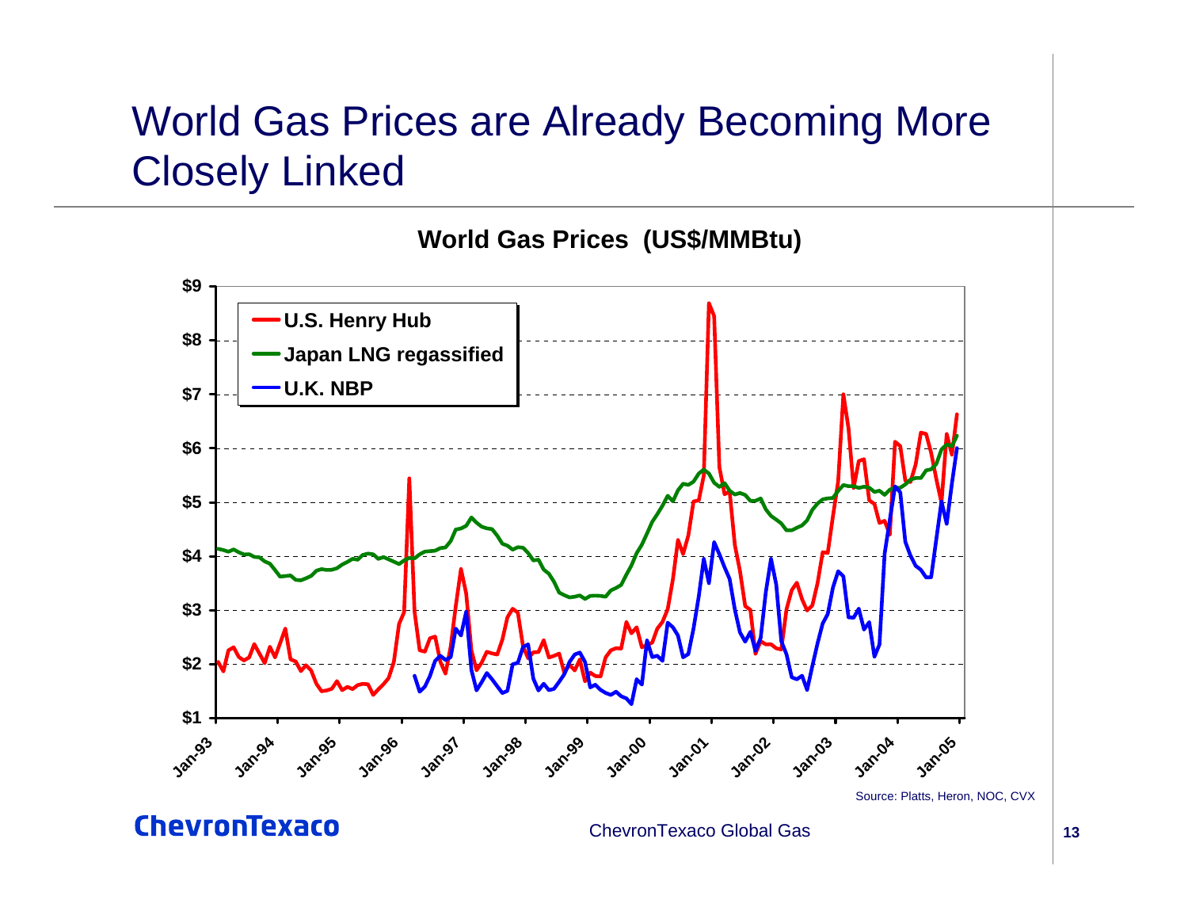# World Gas Prices are Already Becoming More Closely Linked

**World Gas Prices (US$/MMBtu)**

- U.S. Henry Hub
- Japan LNG regassified
- U.K. NBP

Source: Platts, Heron, NOC, CVX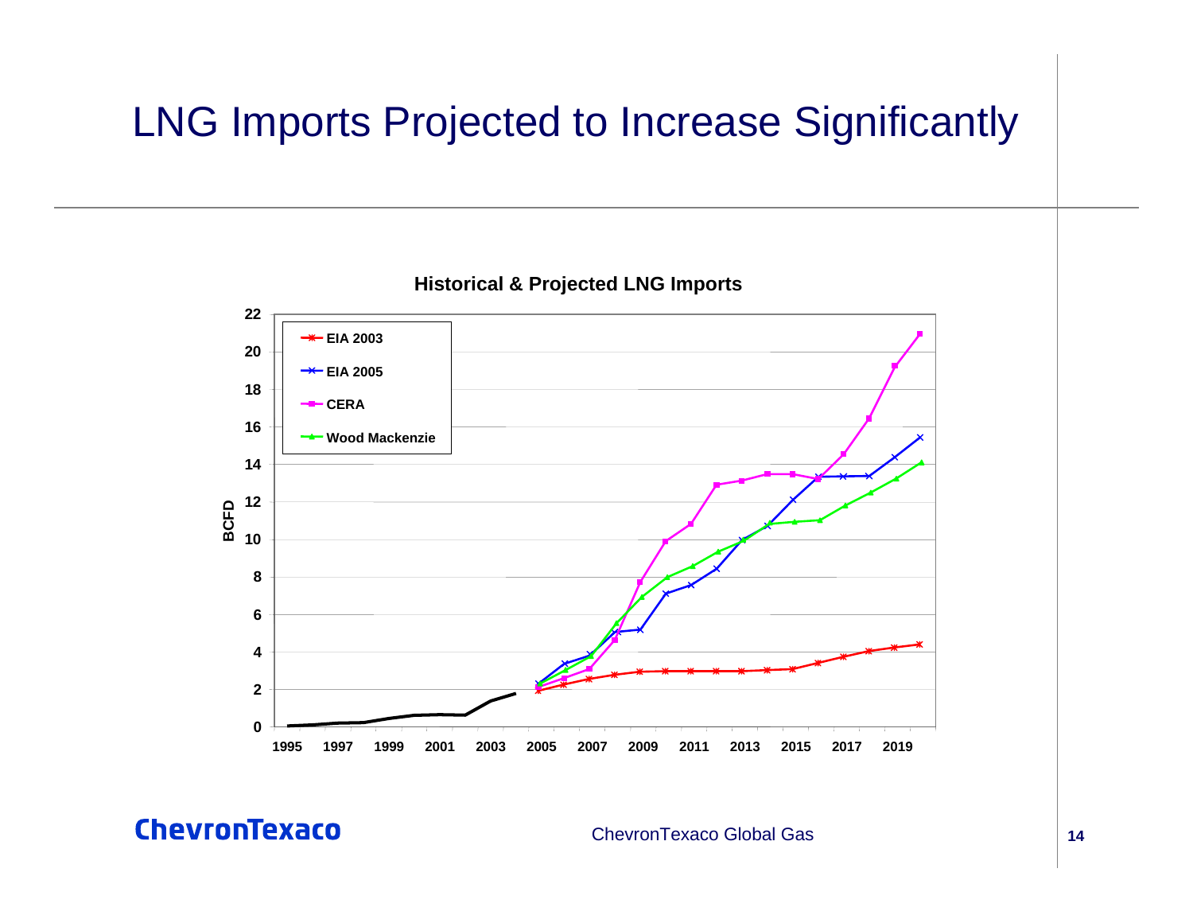# LNG Imports Projected to Increase Significantly

**Historical & Projected LNG Imports**

BCFD (0–22), 1995–2019

Legend: EIA 2003, EIA 2005, CERA, Wood Mackenzie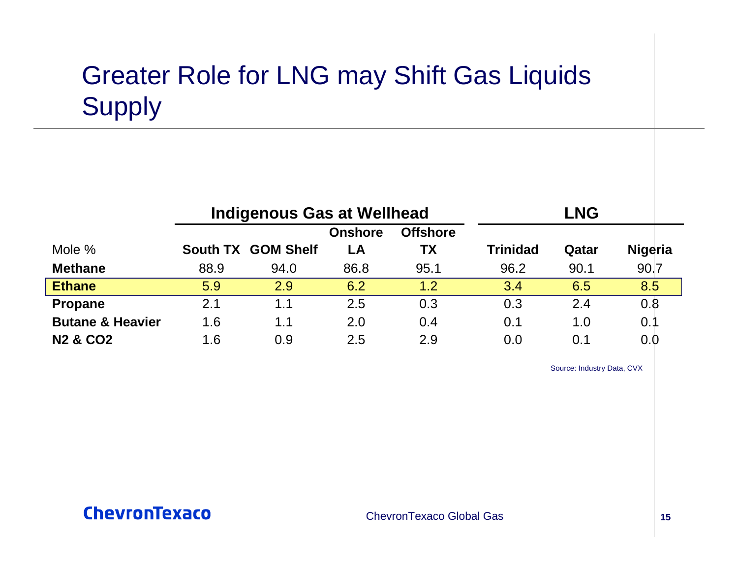# Greater Role for LNG may Shift Gas Liquids Supply

| | Indigenous Gas at Wellhead | | | | LNG | | |
|---|---|---|---|---|---|---|---|
| Mole % | South TX | GOM Shelf | Onshore LA | Offshore TX | Trinidad | Qatar | Nigeria |
| **Methane** | 88.9 | 94.0 | 86.8 | 95.1 | 96.2 | 90.1 | 90.7 |
| **Ethane** | 5.9 | 2.9 | 6.2 | 1.2 | 3.4 | 6.5 | 8.5 |
| **Propane** | 2.1 | 1.1 | 2.5 | 0.3 | 0.3 | 2.4 | 0.8 |
| **Butane & Heavier** | 1.6 | 1.1 | 2.0 | 0.4 | 0.1 | 1.0 | 0.1 |
| **$N_2$ & $CO_2$** | 1.6 | 0.9 | 2.5 | 2.9 | 0.0 | 0.1 | 0.0 |

Source: Industry Data, CVX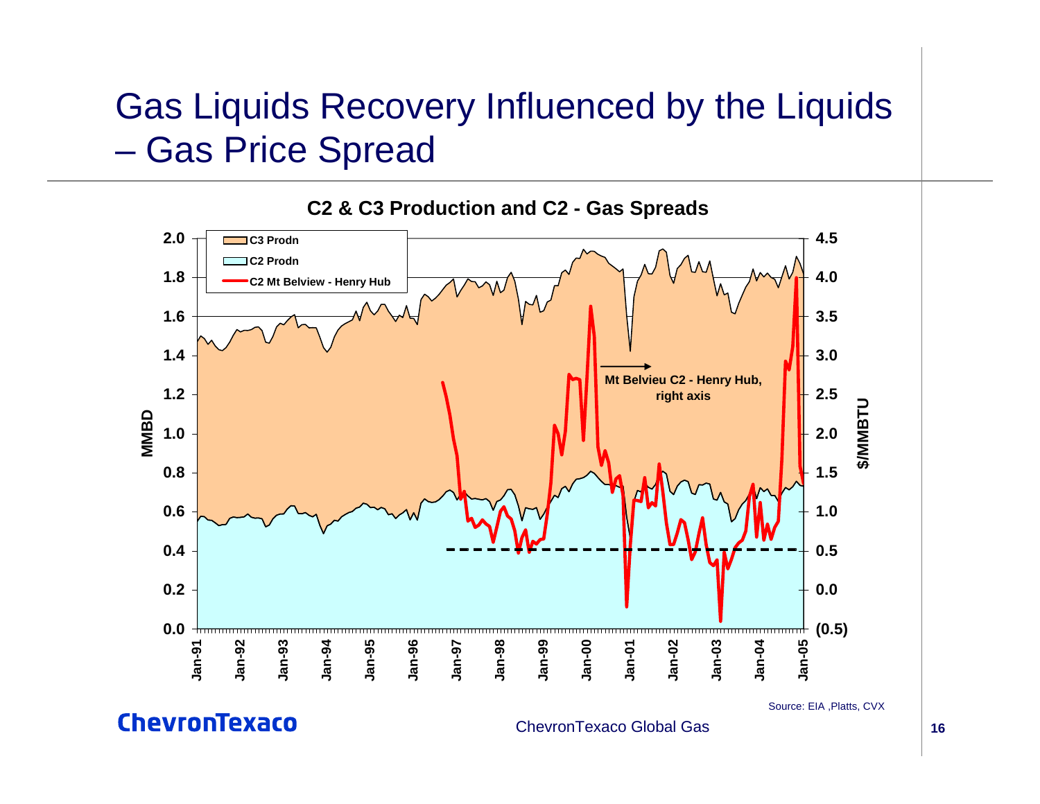# Gas Liquids Recovery Influenced by the Liquids – Gas Price Spread

**C2 & C3 Production and C2 - Gas Spreads**

- C3 Prodn
- C2 Prodn
- C2 Mt Belview - Henry Hub

Left axis: MMBD (0.0 – 2.0)

Right axis: $/MMBTU ((0.5) – 4.5)

Mt Belvieu C2 - Henry Hub, right axis

Jan-91, Jan-92, Jan-93, Jan-94, Jan-95, Jan-96, Jan-97, Jan-98, Jan-99, Jan-00, Jan-01, Jan-02, Jan-03, Jan-04, Jan-05

Source: EIA ,Platts, CVX

ChevronTexaco

ChevronTexaco Global Gas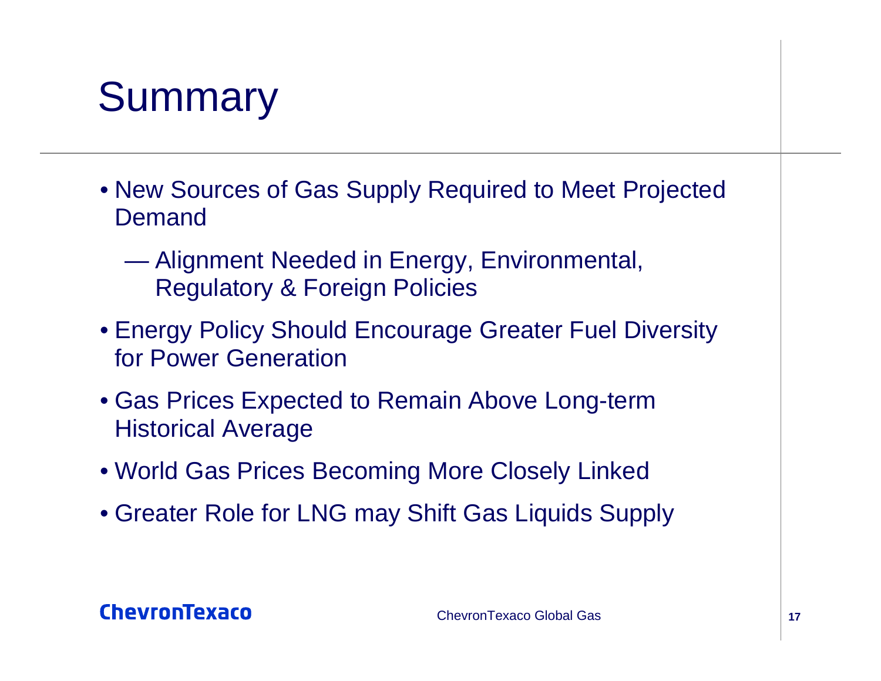# Summary

- New Sources of Gas Supply Required to Meet Projected Demand
  - Alignment Needed in Energy, Environmental, Regulatory & Foreign Policies
- Energy Policy Should Encourage Greater Fuel Diversity for Power Generation
- Gas Prices Expected to Remain Above Long-term Historical Average
- World Gas Prices Becoming More Closely Linked
- Greater Role for LNG may Shift Gas Liquids Supply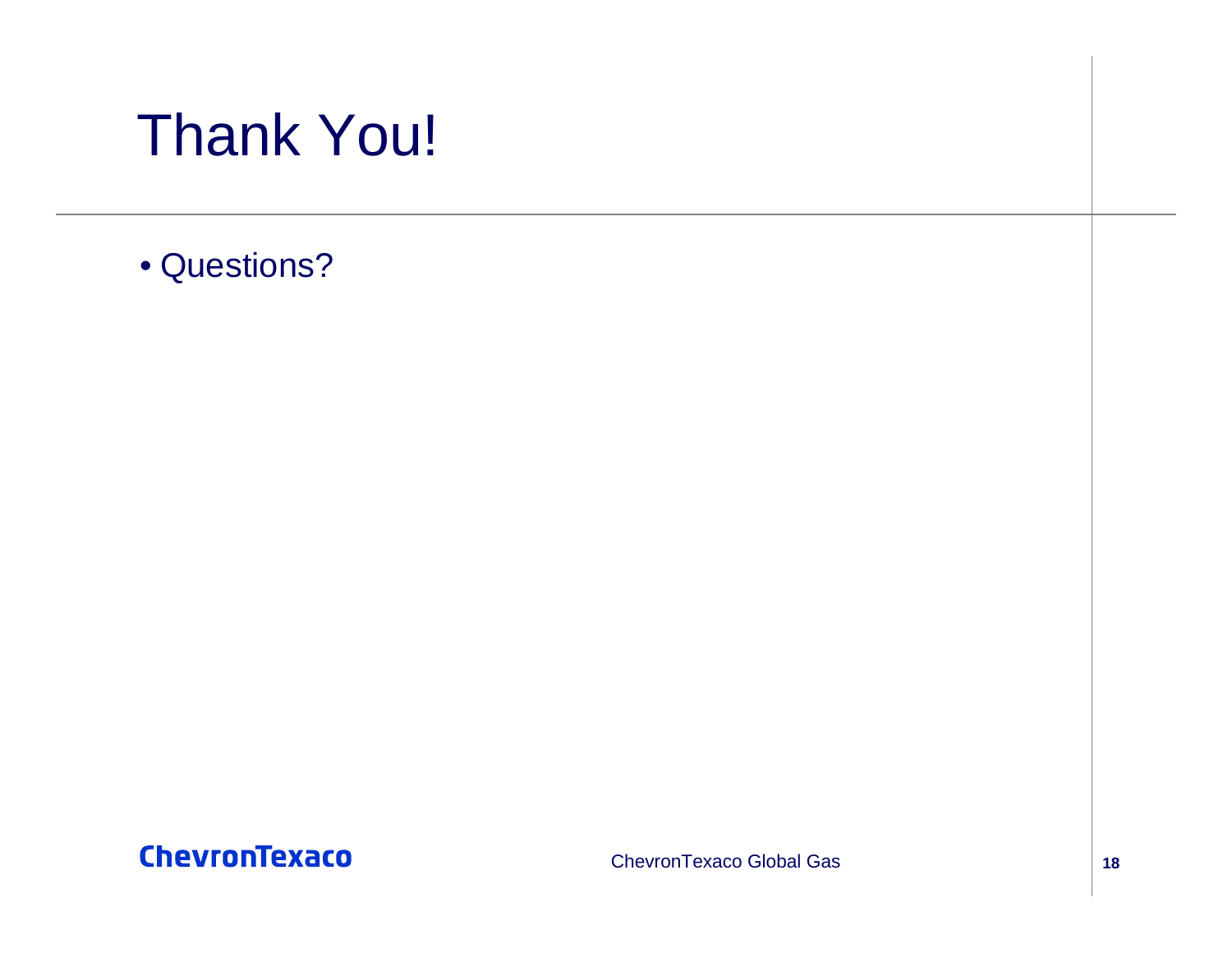# Thank You!

- Questions?